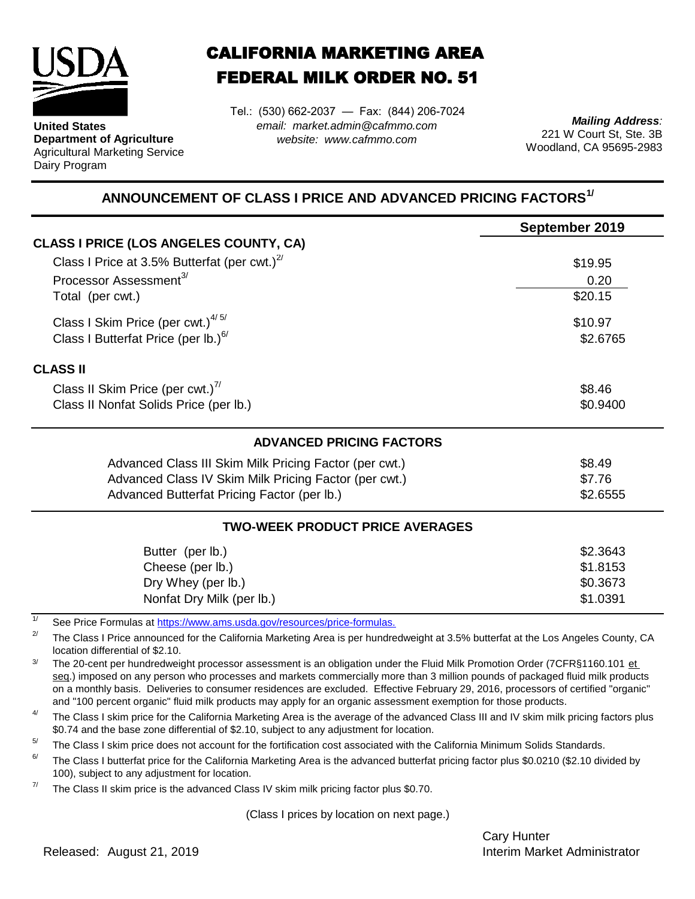**United States Department of Agriculture**
Agricultural Marketing Service
Dairy Program

# CALIFORNIA MARKETING AREA
# FEDERAL MILK ORDER NO. 51

Tel.: (530) 662-2037 — Fax: (844) 206-7024
*email: market.admin@cafmmo.com*
*website: www.cafmmo.com*

***Mailing Address:***
221 W Court St, Ste. 3B
Woodland, CA 95695-2983

## ANNOUNCEMENT OF CLASS I PRICE AND ADVANCED PRICING FACTORS[1/]

| | September 2019 |
|---|---|
| **CLASS I PRICE (LOS ANGELES COUNTY, CA)** | |
| Class I Price at 3.5% Butterfat (per cwt.)[2/] | \$19.95 |
| Processor Assessment[3/] | 0.20 |
| Total (per cwt.) | \$20.15 |
| Class I Skim Price (per cwt.)[4/ 5/] | \$10.97 |
| Class I Butterfat Price (per lb.)[6/] | \$2.6765 |
| **CLASS II** | |
| Class II Skim Price (per cwt.)[7/] | \$8.46 |
| Class II Nonfat Solids Price (per lb.) | \$0.9400 |

### ADVANCED PRICING FACTORS

| | |
|---|---|
| Advanced Class III Skim Milk Pricing Factor (per cwt.) | \$8.49 |
| Advanced Class IV Skim Milk Pricing Factor (per cwt.) | \$7.76 |
| Advanced Butterfat Pricing Factor (per lb.) | \$2.6555 |

### TWO-WEEK PRODUCT PRICE AVERAGES

| | |
|---|---|
| Butter (per lb.) | \$2.3643 |
| Cheese (per lb.) | \$1.8153 |
| Dry Whey (per lb.) | \$0.3673 |
| Nonfat Dry Milk (per lb.) | \$1.0391 |

[1/] See Price Formulas at https://www.ams.usda.gov/resources/price-formulas.

[2/] The Class I Price announced for the California Marketing Area is per hundredweight at 3.5% butterfat at the Los Angeles County, CA location differential of \$2.10.

[3/] The 20-cent per hundredweight processor assessment is an obligation under the Fluid Milk Promotion Order (7CFR§1160.101 et seq.) imposed on any person who processes and markets commercially more than 3 million pounds of packaged fluid milk products on a monthly basis. Deliveries to consumer residences are excluded. Effective February 29, 2016, processors of certified "organic" and "100 percent organic" fluid milk products may apply for an organic assessment exemption for those products.

[4/] The Class I skim price for the California Marketing Area is the average of the advanced Class III and IV skim milk pricing factors plus \$0.74 and the base zone differential of \$2.10, subject to any adjustment for location.

[5/] The Class I skim price does not account for the fortification cost associated with the California Minimum Solids Standards.

[6/] The Class I butterfat price for the California Marketing Area is the advanced butterfat pricing factor plus \$0.0210 (\$2.10 divided by 100), subject to any adjustment for location.

[7/] The Class II skim price is the advanced Class IV skim milk pricing factor plus \$0.70.

(Class I prices by location on next page.)

Released: August 21, 2019

Cary Hunter
Interim Market Administrator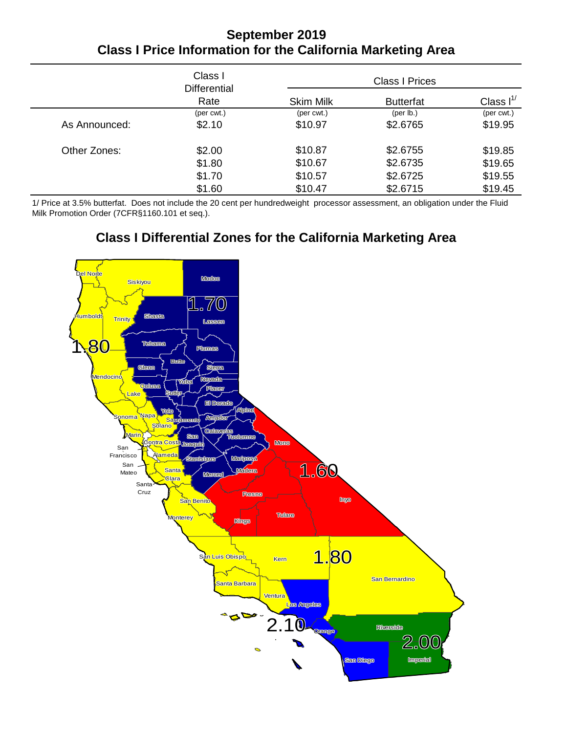## September 2019
## Class I Price Information for the California Marketing Area

| | Class I Differential Rate | Class I Prices | | |
|---|---|---|---|---|
| | | Skim Milk | Butterfat | Class I[1/] |
| | (per cwt.) | (per cwt.) | (per lb.) | (per cwt.) |
| As Announced: | $2.10 | $10.97 | $2.6765 | $19.95 |
| Other Zones: | $2.00 | $10.87 | $2.6755 | $19.85 |
| | $1.80 | $10.67 | $2.6735 | $19.65 |
| | $1.70 | $10.57 | $2.6725 | $19.55 |
| | $1.60 | $10.47 | $2.6715 | $19.45 |

1/ Price at 3.5% butterfat. Does not include the 20 cent per hundredweight processor assessment, an obligation under the Fluid Milk Promotion Order (7CFR§1160.101 et seq.).

## Class I Differential Zones for the California Marketing Area

Del Norte
Siskiyou
Modoc
1.70
Humboldt
Trinity
Shasta
Lassen
1.80
Tehama
Plumas
Butte
Glenn
Sierra
Mendocino
Nevada
Yuba
Colusa
Placer
Lake
Sutter
El Dorado
Alpine
Yolo
Sonoma
Napa
Sacramento
Amador
Solano
Calaveras
Marin
San Joaquin
Tuolumne
Contra Costa
Mono
San Francisco
Alameda
Stanislaus
Mariposa
San Mateo
Santa Clara
Madera
1.60
Merced
Santa Cruz
Fresno
San Benito
Inyo
Monterey
Tulare
Kings
San Luis Obispo
Kern
1.80
San Bernardino
Santa Barbara
Ventura
Los Angeles
2.10
Orange
Riverside
2.00
San Diego
Imperial